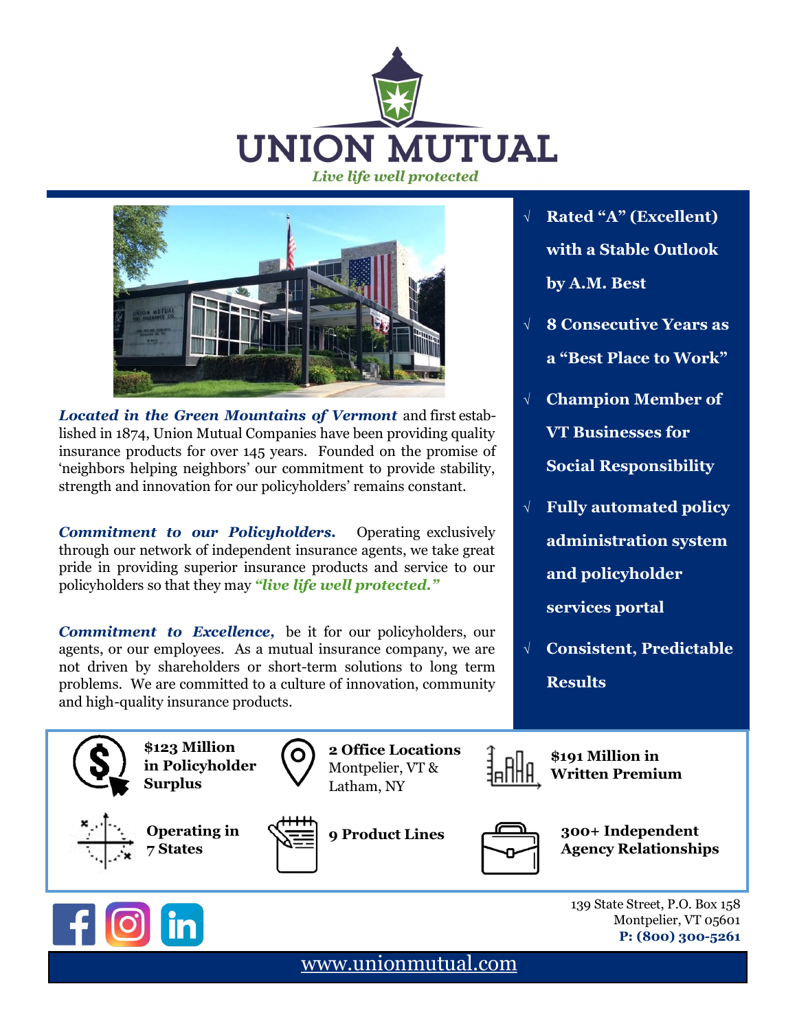# UNION MUTUAL

*Live life well protected*

***Located in the Green Mountains of Vermont*** and first established in 1874, Union Mutual Companies have been providing quality insurance products for over 145 years. Founded on the promise of 'neighbors helping neighbors' our commitment to provide stability, strength and innovation for our policyholders' remains constant.

***Commitment to our Policyholders.*** Operating exclusively through our network of independent insurance agents, we take great pride in providing superior insurance products and service to our policyholders so that they may ***"live life well protected."***

***Commitment to Excellence,*** be it for our policyholders, our agents, or our employees. As a mutual insurance company, we are not driven by shareholders or short-term solutions to long term problems. We are committed to a culture of innovation, community and high-quality insurance products.

- √ **Rated "A" (Excellent) with a Stable Outlook by A.M. Best**
- √ **8 Consecutive Years as a "Best Place to Work"**
- √ **Champion Member of VT Businesses for Social Responsibility**
- √ **Fully automated policy administration system and policyholder services portal**
- √ **Consistent, Predictable Results**

**$123 Million in Policyholder Surplus**

**2 Office Locations** Montpelier, VT & Latham, NY

**$191 Million in Written Premium**

**Operating in 7 States**

**9 Product Lines**

**300+ Independent Agency Relationships**

139 State Street, P.O. Box 158
Montpelier, VT 05601
**P: (800) 300-5261**

www.unionmutual.com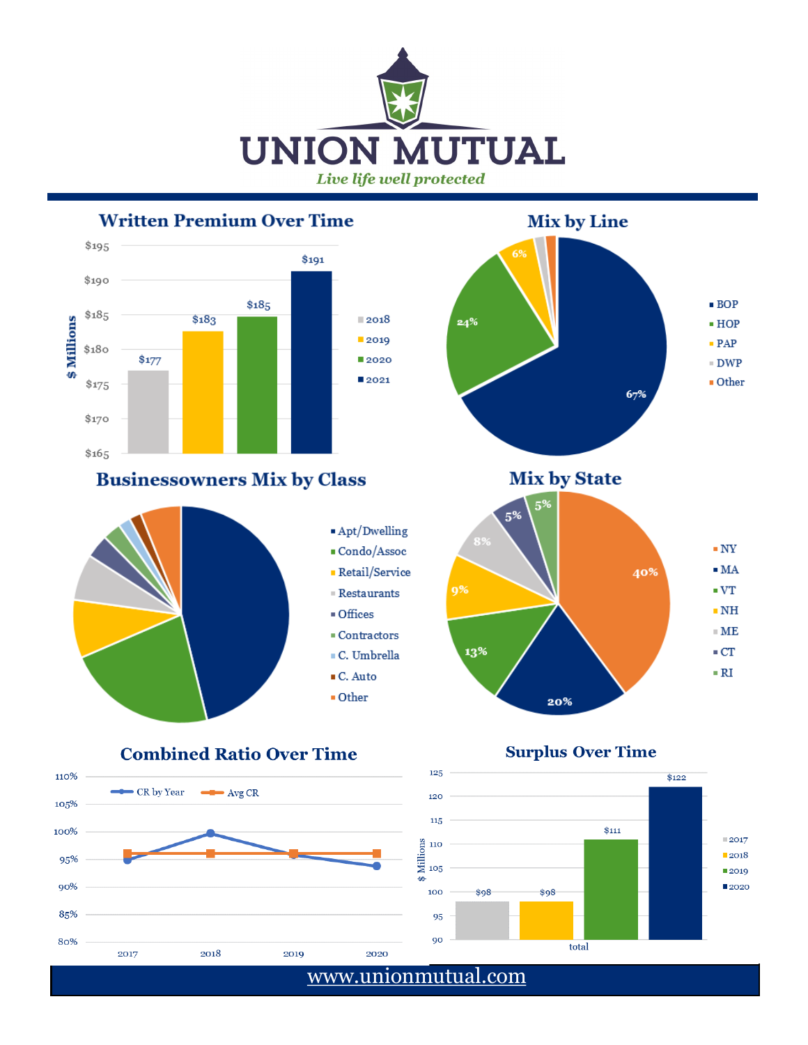# UNION MUTUAL

*Live life well protected*

## Written Premium Over Time

$ Millions

$195
$190
$185
$180
$175
$170
$165

$177
$183
$185
$191

2018
2019
2020
2021

## Mix by Line

67%
24%
6%

BOP
HOP
PAP
DWP
Other

## Businessowners Mix by Class

Apt/Dwelling
Condo/Assoc
Retail/Service
Restaurants
Offices
Contractors
C. Umbrella
C. Auto
Other

## Mix by State

40%
20%
13%
9%
8%
5%
5%

NY
MA
VT
NH
ME
CT
RI

## Combined Ratio Over Time

CR by Year
Avg CR

110%
105%
100%
95%
90%
85%
80%

2017
2018
2019
2020

## Surplus Over Time

$ Millions

125
120
115
110
105
100
95
90

$98
$98
$111
$122

total

2017
2018
2019
2020

www.unionmutual.com